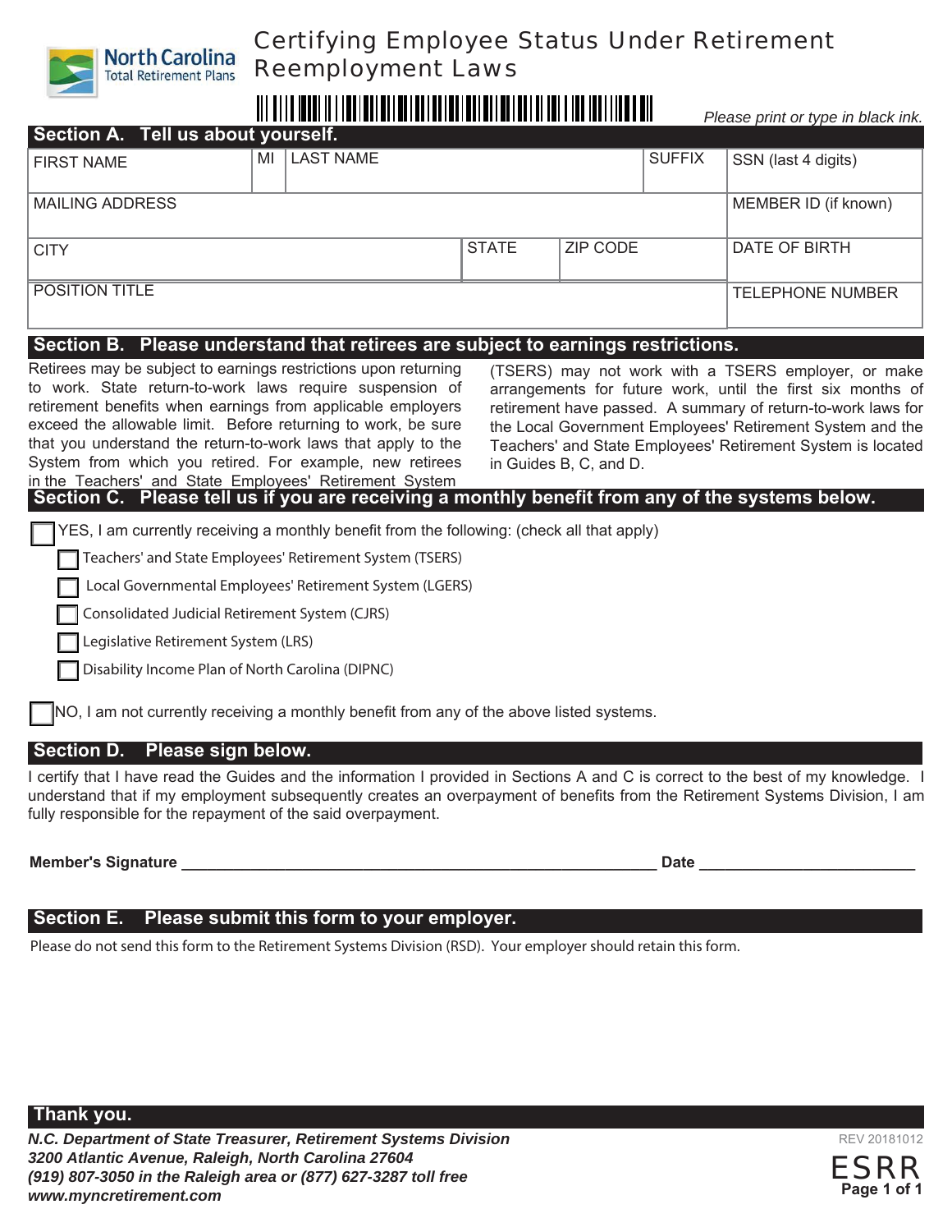# Certifying Employee Status Under Retirement Reemployment Laws

*Please print or type in black ink.*

## Section A. Tell us about yourself.

| FIRST NAME | MI | LAST NAME | SUFFIX | SSN (last 4 digits) |
|---|---|---|---|---|
| MAILING ADDRESS | | | | MEMBER ID (if known) |
| CITY | STATE | ZIP CODE | | DATE OF BIRTH |
| POSITION TITLE | | | | TELEPHONE NUMBER |

## Section B. Please understand that retirees are subject to earnings restrictions.

Retirees may be subject to earnings restrictions upon returning to work. State return-to-work laws require suspension of retirement benefits when earnings from applicable employers exceed the allowable limit. Before returning to work, be sure that you understand the return-to-work laws that apply to the System from which you retired. For example, new retirees in the Teachers' and State Employees' Retirement System (TSERS) may not work with a TSERS employer, or make arrangements for future work, until the first six months of retirement have passed. A summary of return-to-work laws for the Local Government Employees' Retirement System and the Teachers' and State Employees' Retirement System is located in Guides B, C, and D.

## Section C. Please tell us if you are receiving a monthly benefit from any of the systems below.

☐ YES, I am currently receiving a monthly benefit from the following: (check all that apply)

- ☐ Teachers' and State Employees' Retirement System (TSERS)
- ☐ Local Governmental Employees' Retirement System (LGERS)
- ☐ Consolidated Judicial Retirement System (CJRS)
- ☐ Legislative Retirement System (LRS)
- ☐ Disability Income Plan of North Carolina (DIPNC)

☐ NO, I am not currently receiving a monthly benefit from any of the above listed systems.

## Section D. Please sign below.

I certify that I have read the Guides and the information I provided in Sections A and C is correct to the best of my knowledge. I understand that if my employment subsequently creates an overpayment of benefits from the Retirement Systems Division, I am fully responsible for the repayment of the said overpayment.

**Member's Signature** ______________________________________________ **Date** ____________________

## Section E. Please submit this form to your employer.

Please do not send this form to the Retirement Systems Division (RSD). Your employer should retain this form.

## Thank you.

***N.C. Department of State Treasurer, Retirement Systems Division***
***3200 Atlantic Avenue, Raleigh, North Carolina 27604***
***(919) 807-3050 in the Raleigh area or (877) 627-3287 toll free***
***www.myncretirement.com***

REV 20181012

ESRR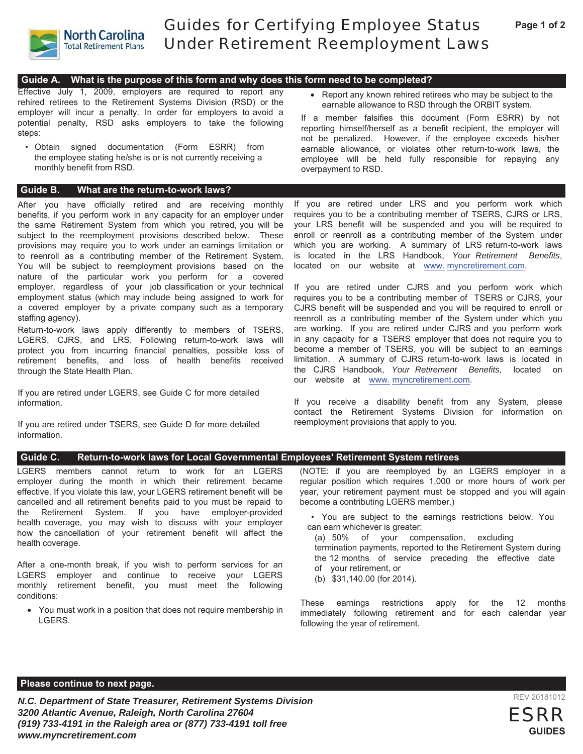# Guides for Certifying Employee Status Under Retirement Reemployment Laws

## Guide A. What is the purpose of this form and why does this form need to be completed?

Effective July 1, 2009, employers are required to report any rehired retirees to the Retirement Systems Division (RSD) or the employer will incur a penalty. In order for employers to avoid a potential penalty, RSD asks employers to take the following steps:

- Obtain signed documentation (Form ESRR) from the employee stating he/she is or is not currently receiving a monthly benefit from RSD.
- Report any known rehired retirees who may be subject to the earnable allowance to RSD through the ORBIT system.

If a member falsifies this document (Form ESRR) by not reporting himself/herself as a benefit recipient, the employer will not be penalized. However, if the employee exceeds his/her earnable allowance, or violates other return-to-work laws, the employee will be held fully responsible for repaying any overpayment to RSD.

## Guide B. What are the return-to-work laws?

After you have officially retired and are receiving monthly benefits, if you perform work in any capacity for an employer under the same Retirement System from which you retired, you will be subject to the reemployment provisions described below. These provisions may require you to work under an earnings limitation or to reenroll as a contributing member of the Retirement System. You will be subject to reemployment provisions based on the nature of the particular work you perform for a covered employer, regardless of your job classification or your technical employment status (which may include being assigned to work for a covered employer by a private company such as a temporary staffing agency).

Return-to-work laws apply differently to members of TSERS, LGERS, CJRS, and LRS. Following return-to-work laws will protect you from incurring financial penalties, possible loss of retirement benefits, and loss of health benefits received through the State Health Plan.

If you are retired under LGERS, see Guide C for more detailed information.

If you are retired under TSERS, see Guide D for more detailed information.

If you are retired under LRS and you perform work which requires you to be a contributing member of TSERS, CJRS or LRS, your LRS benefit will be suspended and you will be required to enroll or reenroll as a contributing member of the System under which you are working. A summary of LRS return-to-work laws is located in the LRS Handbook, *Your Retirement Benefits*, located on our website at www.myncretirement.com.

If you are retired under CJRS and you perform work which requires you to be a contributing member of TSERS or CJRS, your CJRS benefit will be suspended and you will be required to enroll or reenroll as a contributing member of the System under which you are working. If you are retired under CJRS and you perform work in any capacity for a TSERS employer that does not require you to become a member of TSERS, you will be subject to an earnings limitation. A summary of CJRS return-to-work laws is located in the CJRS Handbook, *Your Retirement Benefits*, located on our website at www.myncretirement.com.

If you receive a disability benefit from any System, please contact the Retirement Systems Division for information on reemployment provisions that apply to you.

## Guide C. Return-to-work laws for Local Governmental Employees' Retirement System retirees

LGERS members cannot return to work for an LGERS employer during the month in which their retirement became effective. If you violate this law, your LGERS retirement benefit will be cancelled and all retirement benefits paid to you must be repaid to the Retirement System. If you have employer-provided health coverage, you may wish to discuss with your employer how the cancellation of your retirement benefit will affect the health coverage.

After a one-month break, if you wish to perform services for an LGERS employer and continue to receive your LGERS monthly retirement benefit, you must meet the following conditions:

- You must work in a position that does not require membership in LGERS.

(NOTE: if you are reemployed by an LGERS employer in a regular position which requires 1,000 or more hours of work per year, your retirement payment must be stopped and you will again become a contributing LGERS member.)

- You are subject to the earnings restrictions below. You can earn whichever is greater:
  - (a) 50% of your compensation, excluding termination payments, reported to the Retirement System during the 12 months of service preceding the effective date of your retirement, or
  - (b) $31,140.00 (for 2014).

These earnings restrictions apply for the 12 months immediately following retirement and for each calendar year following the year of retirement.

**Please continue to next page.**

***N.C. Department of State Treasurer, Retirement Systems Division***
***3200 Atlantic Avenue, Raleigh, North Carolina 27604***
***(919) 733-4191 in the Raleigh area or (877) 733-4191 toll free***
***www.myncretirement.com***

REV 20181012

ESRR GUIDES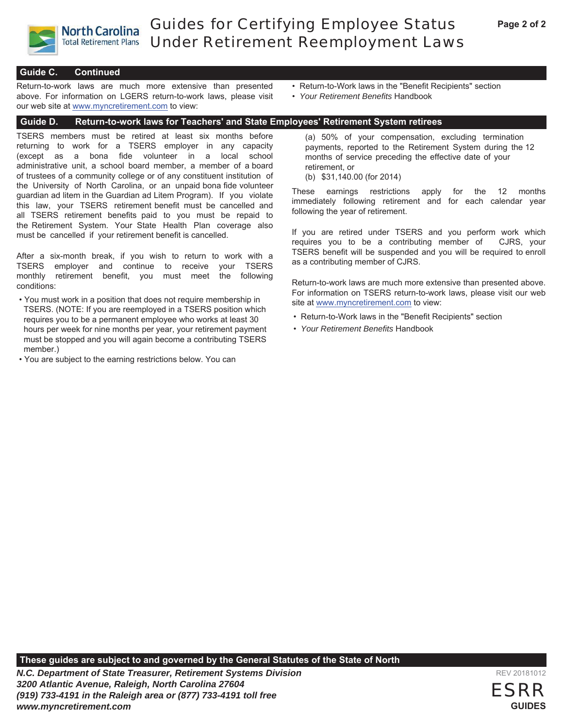## Guide C. Continued

Return-to-work laws are much more extensive than presented above. For information on LGERS return-to-work laws, please visit our web site at www.myncretirement.com to view:

- Return-to-Work laws in the "Benefit Recipients" section
- *Your Retirement Benefits* Handbook

## Guide D. Return-to-work laws for Teachers' and State Employees' Retirement System retirees

TSERS members must be retired at least six months before returning to work for a TSERS employer in any capacity (except as a bona fide volunteer in a local school administrative unit, a school board member, a member of a board of trustees of a community college or of any constituent institution of the University of North Carolina, or an unpaid bona fide volunteer guardian ad litem in the Guardian ad Litem Program). If you violate this law, your TSERS retirement benefit must be cancelled and all TSERS retirement benefits paid to you must be repaid to the Retirement System. Your State Health Plan coverage also must be cancelled if your retirement benefit is cancelled.

After a six-month break, if you wish to return to work with a TSERS employer and continue to receive your TSERS monthly retirement benefit, you must meet the following conditions:

- You must work in a position that does not require membership in TSERS. (NOTE: If you are reemployed in a TSERS position which requires you to be a permanent employee who works at least 30 hours per week for nine months per year, your retirement payment must be stopped and you will again become a contributing TSERS member.)
- You are subject to the earning restrictions below. You can

(a) 50% of your compensation, excluding termination payments, reported to the Retirement System during the 12 months of service preceding the effective date of your retirement, or

(b) $31,140.00 (for 2014)

These earnings restrictions apply for the 12 months immediately following retirement and for each calendar year following the year of retirement.

If you are retired under TSERS and you perform work which requires you to be a contributing member of CJRS, your TSERS benefit will be suspended and you will be required to enroll as a contributing member of CJRS.

Return-to-work laws are much more extensive than presented above. For information on TSERS return-to-work laws, please visit our web site at www.myncretirement.com to view:

- Return-to-Work laws in the "Benefit Recipients" section
- *Your Retirement Benefits* Handbook

**These guides are subject to and governed by the General Statutes of the State of North**

***N.C. Department of State Treasurer, Retirement Systems Division***
***3200 Atlantic Avenue, Raleigh, North Carolina 27604***
***(919) 733-4191 in the Raleigh area or (877) 733-4191 toll free***
***www.myncretirement.com***

REV 20181012

ESRR
**GUIDES**